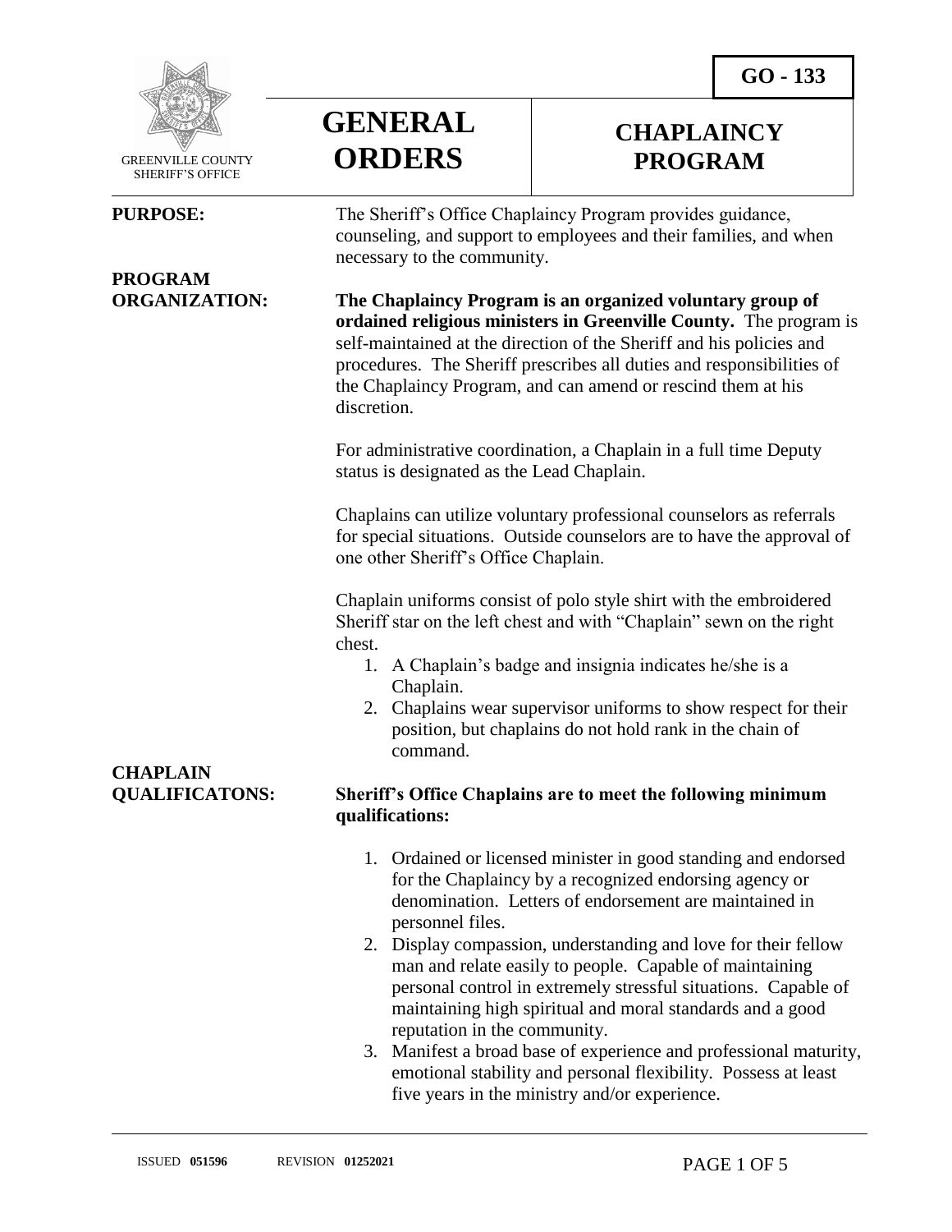GO - 133

GREENVILLE COUNTY SHERIFF'S OFFICE

# GENERAL ORDERS

# CHAPLAINCY PROGRAM

**PURPOSE:**

The Sheriff's Office Chaplaincy Program provides guidance, counseling, and support to employees and their families, and when necessary to the community.

**PROGRAM ORGANIZATION:**

**The Chaplaincy Program is an organized voluntary group of ordained religious ministers in Greenville County.** The program is self-maintained at the direction of the Sheriff and his policies and procedures. The Sheriff prescribes all duties and responsibilities of the Chaplaincy Program, and can amend or rescind them at his discretion.

For administrative coordination, a Chaplain in a full time Deputy status is designated as the Lead Chaplain.

Chaplains can utilize voluntary professional counselors as referrals for special situations. Outside counselors are to have the approval of one other Sheriff's Office Chaplain.

Chaplain uniforms consist of polo style shirt with the embroidered Sheriff star on the left chest and with "Chaplain" sewn on the right chest.

1. A Chaplain's badge and insignia indicates he/she is a Chaplain.
2. Chaplains wear supervisor uniforms to show respect for their position, but chaplains do not hold rank in the chain of command.

**CHAPLAIN QUALIFICATONS:**

**Sheriff's Office Chaplains are to meet the following minimum qualifications:**

1. Ordained or licensed minister in good standing and endorsed for the Chaplaincy by a recognized endorsing agency or denomination. Letters of endorsement are maintained in personnel files.
2. Display compassion, understanding and love for their fellow man and relate easily to people. Capable of maintaining personal control in extremely stressful situations. Capable of maintaining high spiritual and moral standards and a good reputation in the community.
3. Manifest a broad base of experience and professional maturity, emotional stability and personal flexibility. Possess at least five years in the ministry and/or experience.

ISSUED **051596** REVISION **01252021**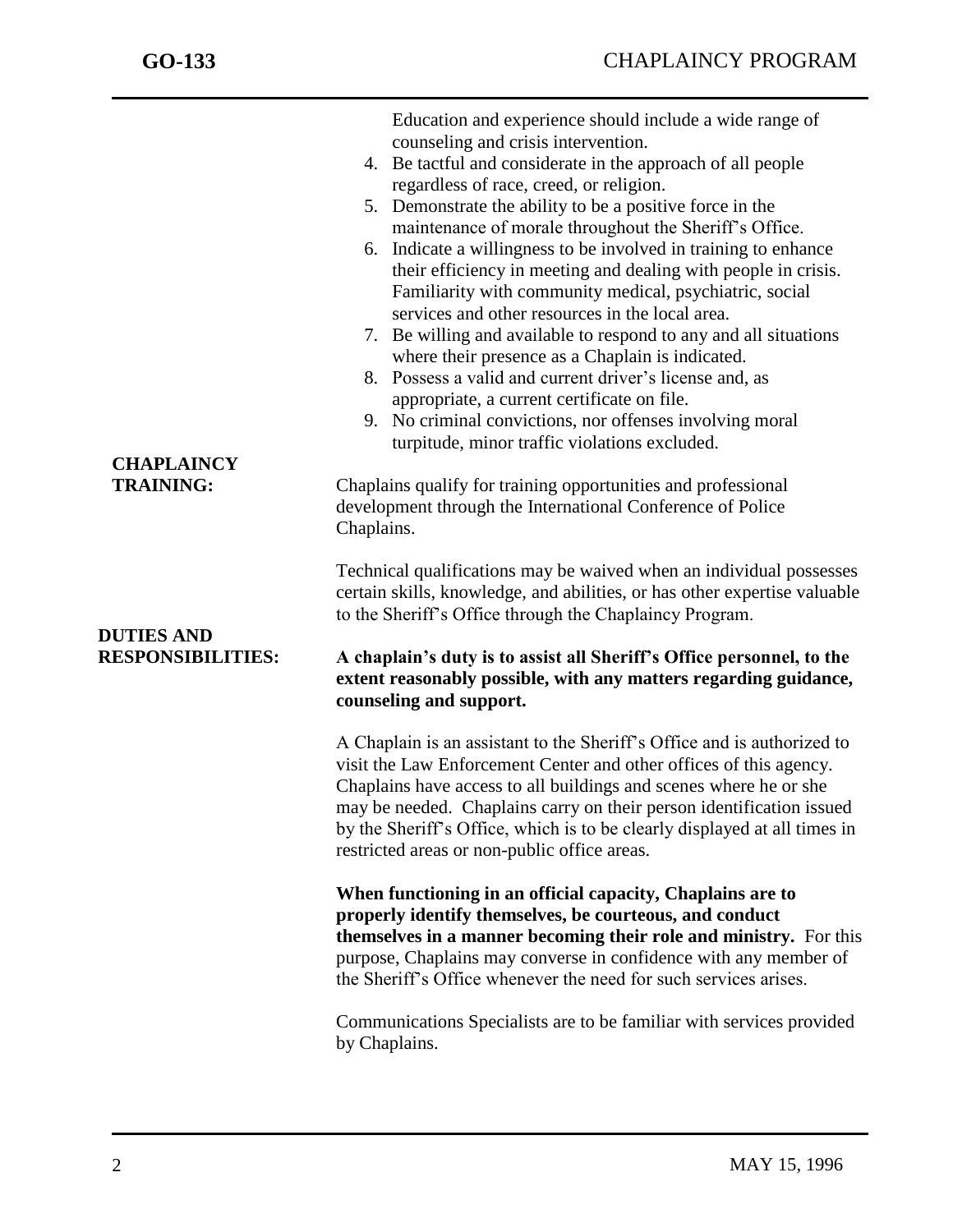Education and experience should include a wide range of counseling and crisis intervention.

4. Be tactful and considerate in the approach of all people regardless of race, creed, or religion.
5. Demonstrate the ability to be a positive force in the maintenance of morale throughout the Sheriff's Office.
6. Indicate a willingness to be involved in training to enhance their efficiency in meeting and dealing with people in crisis. Familiarity with community medical, psychiatric, social services and other resources in the local area.
7. Be willing and available to respond to any and all situations where their presence as a Chaplain is indicated.
8. Possess a valid and current driver's license and, as appropriate, a current certificate on file.
9. No criminal convictions, nor offenses involving moral turpitude, minor traffic violations excluded.

## CHAPLAINCY TRAINING:

Chaplains qualify for training opportunities and professional development through the International Conference of Police Chaplains.

Technical qualifications may be waived when an individual possesses certain skills, knowledge, and abilities, or has other expertise valuable to the Sheriff's Office through the Chaplaincy Program.

## DUTIES AND RESPONSIBILITIES:

**A chaplain's duty is to assist all Sheriff's Office personnel, to the extent reasonably possible, with any matters regarding guidance, counseling and support.**

A Chaplain is an assistant to the Sheriff's Office and is authorized to visit the Law Enforcement Center and other offices of this agency. Chaplains have access to all buildings and scenes where he or she may be needed. Chaplains carry on their person identification issued by the Sheriff's Office, which is to be clearly displayed at all times in restricted areas or non-public office areas.

**When functioning in an official capacity, Chaplains are to properly identify themselves, be courteous, and conduct themselves in a manner becoming their role and ministry.** For this purpose, Chaplains may converse in confidence with any member of the Sheriff's Office whenever the need for such services arises.

Communications Specialists are to be familiar with services provided by Chaplains.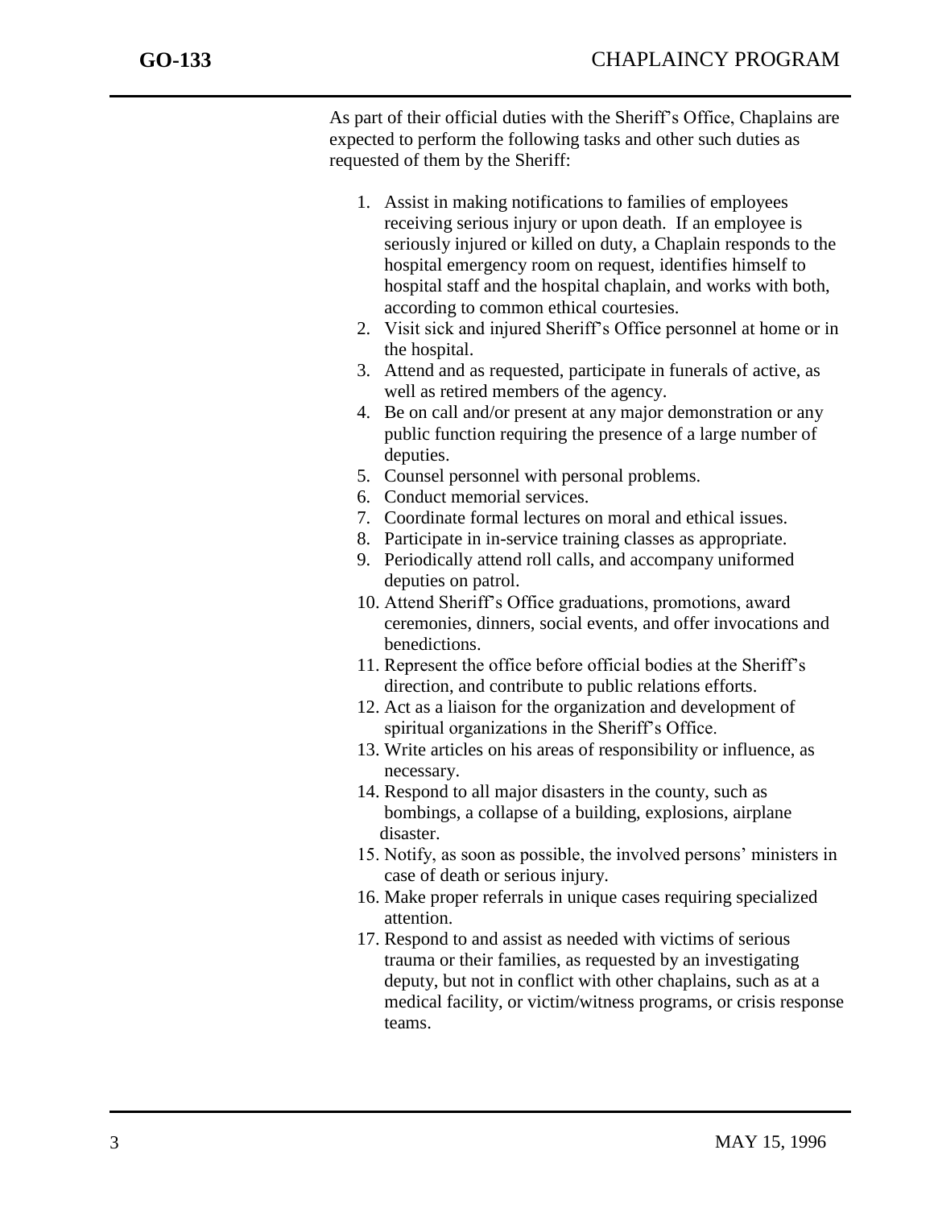As part of their official duties with the Sheriff's Office, Chaplains are expected to perform the following tasks and other such duties as requested of them by the Sheriff:

1. Assist in making notifications to families of employees receiving serious injury or upon death. If an employee is seriously injured or killed on duty, a Chaplain responds to the hospital emergency room on request, identifies himself to hospital staff and the hospital chaplain, and works with both, according to common ethical courtesies.
2. Visit sick and injured Sheriff's Office personnel at home or in the hospital.
3. Attend and as requested, participate in funerals of active, as well as retired members of the agency.
4. Be on call and/or present at any major demonstration or any public function requiring the presence of a large number of deputies.
5. Counsel personnel with personal problems.
6. Conduct memorial services.
7. Coordinate formal lectures on moral and ethical issues.
8. Participate in in-service training classes as appropriate.
9. Periodically attend roll calls, and accompany uniformed deputies on patrol.
10. Attend Sheriff's Office graduations, promotions, award ceremonies, dinners, social events, and offer invocations and benedictions.
11. Represent the office before official bodies at the Sheriff's direction, and contribute to public relations efforts.
12. Act as a liaison for the organization and development of spiritual organizations in the Sheriff's Office.
13. Write articles on his areas of responsibility or influence, as necessary.
14. Respond to all major disasters in the county, such as bombings, a collapse of a building, explosions, airplane disaster.
15. Notify, as soon as possible, the involved persons' ministers in case of death or serious injury.
16. Make proper referrals in unique cases requiring specialized attention.
17. Respond to and assist as needed with victims of serious trauma or their families, as requested by an investigating deputy, but not in conflict with other chaplains, such as at a medical facility, or victim/witness programs, or crisis response teams.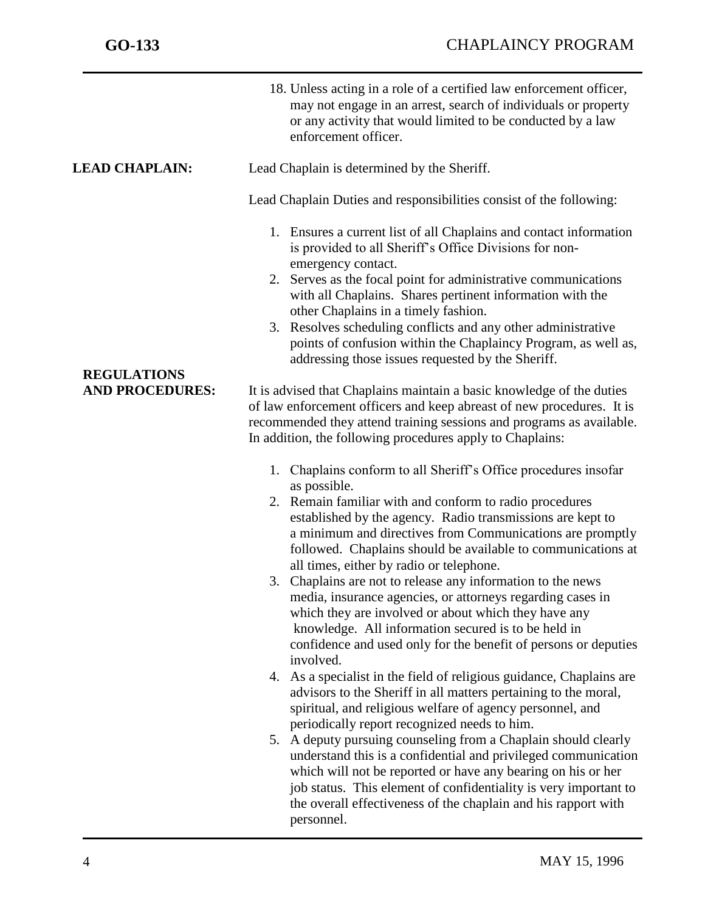18. Unless acting in a role of a certified law enforcement officer, may not engage in an arrest, search of individuals or property or any activity that would limited to be conducted by a law enforcement officer.

**LEAD CHAPLAIN:**

Lead Chaplain is determined by the Sheriff.

Lead Chaplain Duties and responsibilities consist of the following:

1. Ensures a current list of all Chaplains and contact information is provided to all Sheriff's Office Divisions for non-emergency contact.
2. Serves as the focal point for administrative communications with all Chaplains. Shares pertinent information with the other Chaplains in a timely fashion.
3. Resolves scheduling conflicts and any other administrative points of confusion within the Chaplaincy Program, as well as, addressing those issues requested by the Sheriff.

**REGULATIONS AND PROCEDURES:**

It is advised that Chaplains maintain a basic knowledge of the duties of law enforcement officers and keep abreast of new procedures. It is recommended they attend training sessions and programs as available. In addition, the following procedures apply to Chaplains:

1. Chaplains conform to all Sheriff's Office procedures insofar as possible.
2. Remain familiar with and conform to radio procedures established by the agency. Radio transmissions are kept to a minimum and directives from Communications are promptly followed. Chaplains should be available to communications at all times, either by radio or telephone.
3. Chaplains are not to release any information to the news media, insurance agencies, or attorneys regarding cases in which they are involved or about which they have any knowledge. All information secured is to be held in confidence and used only for the benefit of persons or deputies involved.
4. As a specialist in the field of religious guidance, Chaplains are advisors to the Sheriff in all matters pertaining to the moral, spiritual, and religious welfare of agency personnel, and periodically report recognized needs to him.
5. A deputy pursuing counseling from a Chaplain should clearly understand this is a confidential and privileged communication which will not be reported or have any bearing on his or her job status. This element of confidentiality is very important to the overall effectiveness of the chaplain and his rapport with personnel.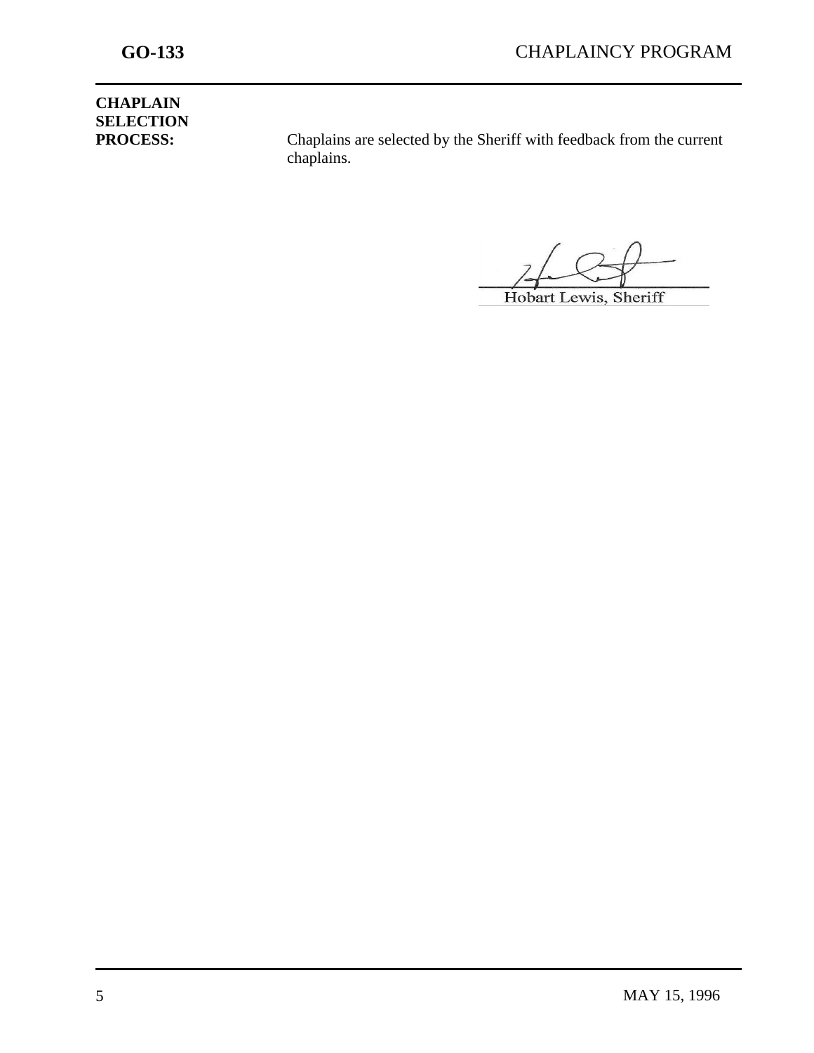**CHAPLAIN SELECTION PROCESS:** Chaplains are selected by the Sheriff with feedback from the current chaplains.

Hobart Lewis, Sheriff